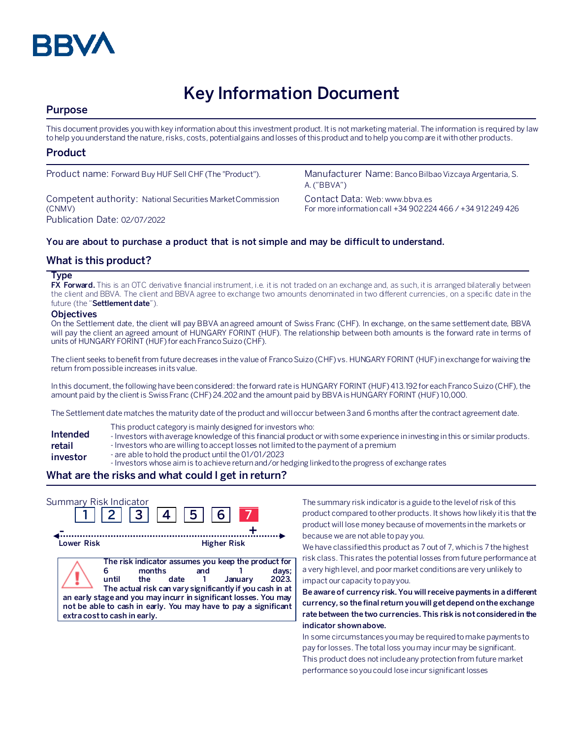# Key Information Document

## Purpose

This document provides you with key information about this investment product. It is not marketing material. The information is required by law to help you understand the nature, risks, costs, potential gains and losses of this product and to help you compare it with other products.

## Product

Product name: Forward Buy HUF Sell CHF (The "Product").

Manufacturer Name: Banco Bilbao Vizcaya Argentaria, S. A. ("BBVA")

Competent authority: National Securities Market Commission (CNMV)

Contact Data: Web: www.bbva.es
For more information call +34 902 224 466 / +34 912 249 426

Publication Date: 02/07/2022

**You are about to purchase a product that is not simple and may be difficult to understand.**

## What is this product?

### Type

**FX Forward.** This is an OTC derivative financial instrument, i.e. it is not traded on an exchange and, as such, it is arranged bilaterally between the client and BBVA. The client and BBVA agree to exchange two amounts denominated in two different currencies, on a specific date in the future (the "**Settlement date**").

### Objectives

On the Settlement date, the client will pay BBVA an agreed amount of Swiss Franc (CHF). In exchange, on the same settlement date, BBVA will pay the client an agreed amount of HUNGARY FORINT (HUF). The relationship between both amounts is the forward rate in terms of units of HUNGARY FORINT (HUF) for each Franco Suizo (CHF).

The client seeks to benefit from future decreases in the value of Franco Suizo (CHF) vs. HUNGARY FORINT (HUF) in exchange for waiving the return from possible increases in its value.

In this document, the following have been considered: the forward rate is HUNGARY FORINT (HUF) 413.192 for each Franco Suizo (CHF), the amount paid by the client is Swiss Franc (CHF) 24.202 and the amount paid by BBVA is HUNGARY FORINT (HUF) 10,000.

The Settlement date matches the maturity date of the product and will occur between 3 and 6 months after the contract agreement date.

**Intended retail investor**

This product category is mainly designed for investors who:
- Investors with average knowledge of this financial product or with some experience in investing in this or similar products.
- Investors who are willing to accept losses not limited to the payment of a premium
- are able to hold the product until the 01/01/2023
- Investors whose aim is to achieve return and/or hedging linked to the progress of exchange rates

## What are the risks and what could I get in return?

Summary Risk Indicator

| 1 | 2 | 3 | 4 | 5 | 6 | **7** |
|---|---|---|---|---|---|---|

Lower Risk — Higher Risk

**The risk indicator assumes you keep the product for 6 months and 1 days; until the date 1 January 2023. The actual risk can vary significantly if you cash in at an early stage and you may incurr in significant losses. You may not be able to cash in early. You may have to pay a significant extra cost to cash in early.**

The summary risk indicator is a guide to the level of risk of this product compared to other products. It shows how likely it is that the product will lose money because of movements in the markets or because we are not able to pay you.

We have classified this product as 7 out of 7, which is 7 the highest risk class. This rates the potential losses from future performance at a very high level, and poor market conditions are very unlikely to impact our capacity to pay you.

**Be aware of currency risk. You will receive payments in a different currency, so the final return you will get depend on the exchange rate between the two currencies. This risk is not considered in the indicator shown above.**

In some circumstances you may be required to make payments to pay for losses. The total loss you may incur may be significant.

This product does not include any protection from future market performance so you could lose incur significant losses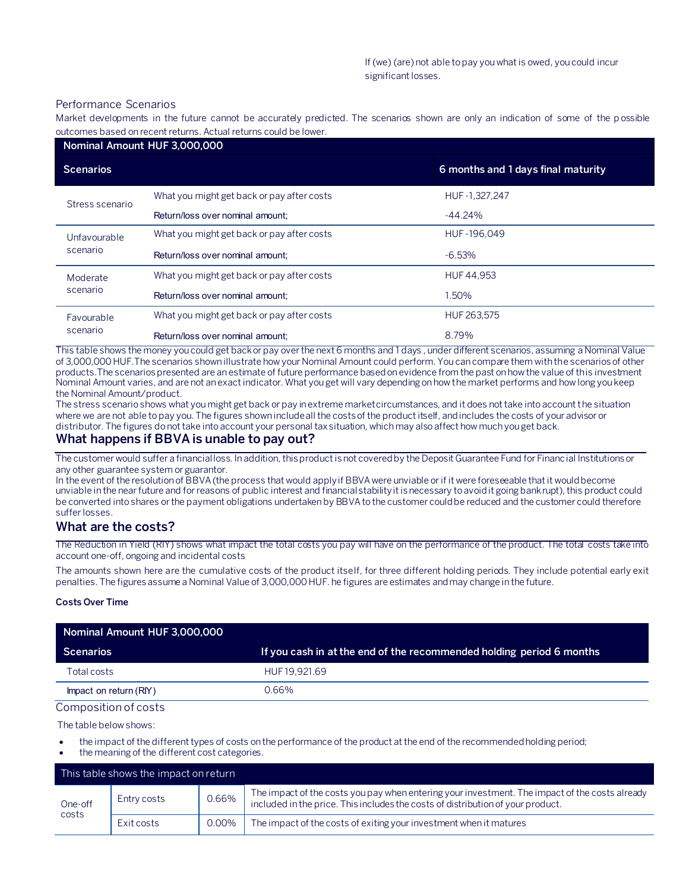If (we) (are) not able to pay you what is owed, you could incur significant losses.

### Performance Scenarios

Market developments in the future cannot be accurately predicted. The scenarios shown are only an indication of some of the possible outcomes based on recent returns. Actual returns could be lower.

| Nominal Amount HUF 3,000,000 | | |
|---|---|---|
| **Scenarios** | | **6 months and 1 days final maturity** |
| Stress scenario | What you might get back or pay after costs | HUF -1,327,247 |
| | Return/loss over nominal amount; | -44.24% |
| Unfavourable scenario | What you might get back or pay after costs | HUF -196,049 |
| | Return/loss over nominal amount; | -6.53% |
| Moderate scenario | What you might get back or pay after costs | HUF 44,953 |
| | Return/loss over nominal amount; | 1.50% |
| Favourable scenario | What you might get back or pay after costs | HUF 263,575 |
| | Return/loss over nominal amount; | 8.79% |

This table shows the money you could get back or pay over the next 6 months and 1 days , under different scenarios, assuming a Nominal Value of 3,000,000 HUF.The scenarios shown illustrate how your Nominal Amount could perform. You can compare them with the scenarios of other products.The scenarios presented are an estimate of future performance based on evidence from the past on how the value of this investment Nominal Amount varies, and are not an exact indicator. What you get will vary depending on how the market performs and how long you keep the Nominal Amount/product.

The stress scenario shows what you might get back or pay in extreme market circumstances, and it does not take into account the situation where we are not able to pay you. The figures shown include all the costs of the product itself, and includes the costs of your advisor or distributor. The figures do not take into account your personal tax situation, which may also affect how much you get back.

## What happens if BBVA is unable to pay out?

The customer would suffer a financial loss. In addition, this product is not covered by the Deposit Guarantee Fund for Financial Institutions or any other guarantee system or guarantor.

In the event of the resolution of BBVA (the process that would apply if BBVA were unviable or if it were foreseeable that it would become unviable in the near future and for reasons of public interest and financial stability it is necessary to avoid it going bankrupt), this product could be converted into shares or the payment obligations undertaken by BBVA to the customer could be reduced and the customer could therefore suffer losses.

## What are the costs?

The Reduction in Yield (RIY) shows what impact the total costs you pay will have on the performance of the product. The total costs take into account one-off, ongoing and incidental costs

The amounts shown here are the cumulative costs of the product itself, for three different holding periods. They include potential early exit penalties. The figures assume a Nominal Value of 3,000,000 HUF. he figures are estimates and may change in the future.

**Costs Over Time**

| Nominal Amount HUF 3,000,000 | |
|---|---|
| **Scenarios** | **If you cash in at the end of the recommended holding period 6 months** |
| Total costs | HUF 19,921.69 |
| Impact on return (RIY) | 0.66% |

### Composition of costs

The table below shows:

- the impact of the different types of costs on the performance of the product at the end of the recommended holding period;
- the meaning of the different cost categories.

| This table shows the impact on return | | | |
|---|---|---|---|
| One-off costs | Entry costs | 0.66% | The impact of the costs you pay when entering your investment. The impact of the costs already included in the price. This includes the costs of distribution of your product. |
| | Exit costs | 0.00% | The impact of the costs of exiting your investment when it matures |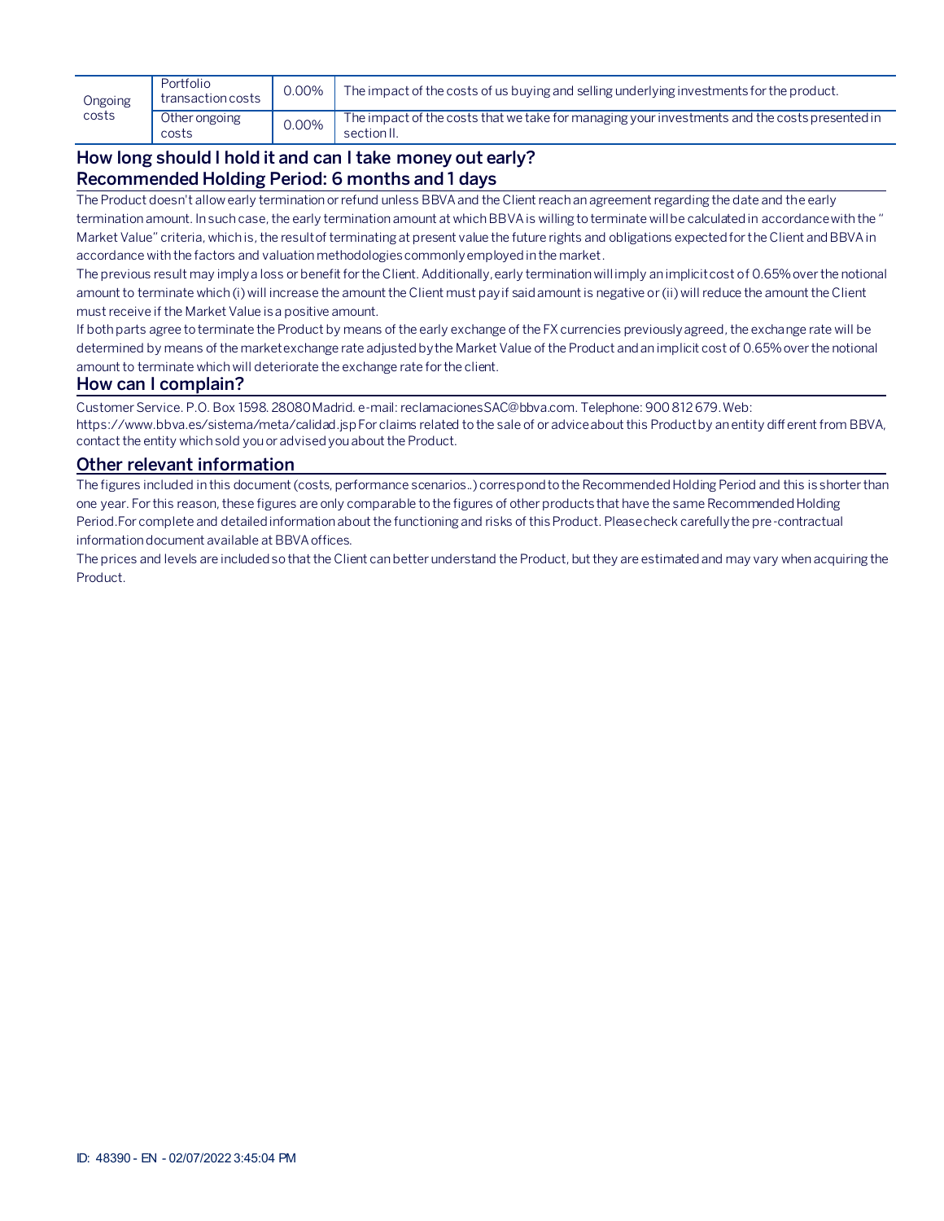| | | | |
|---|---|---|---|
| Ongoing costs | Portfolio transaction costs | 0.00% | The impact of the costs of us buying and selling underlying investments for the product. |
| | Other ongoing costs | 0.00% | The impact of the costs that we take for managing your investments and the costs presented in section II. |

## How long should I hold it and can I take money out early?
## Recommended Holding Period: 6 months and 1 days

The Product doesn't allow early termination or refund unless BBVA and the Client reach an agreement regarding the date and the early termination amount. In such case, the early termination amount at which BBVA is willing to terminate will be calculated in accordance with the " Market Value" criteria, which is, the result of terminating at present value the future rights and obligations expected for the Client and BBVA in accordance with the factors and valuation methodologies commonly employed in the market.

The previous result may imply a loss or benefit for the Client. Additionally, early termination will imply an implicit cost of 0.65% over the notional amount to terminate which (i) will increase the amount the Client must pay if said amount is negative or (ii) will reduce the amount the Client must receive if the Market Value is a positive amount.

If both parts agree to terminate the Product by means of the early exchange of the FX currencies previously agreed, the exchange rate will be determined by means of the market exchange rate adjusted by the Market Value of the Product and an implicit cost of 0.65% over the notional amount to terminate which will deteriorate the exchange rate for the client.

## How can I complain?

Customer Service. P.O. Box 1598. 28080 Madrid. e-mail: reclamacionesSAC@bbva.com. Telephone: 900 812 679. Web: https://www.bbva.es/sistema/meta/calidad.jsp For claims related to the sale of or advice about this Product by an entity different from BBVA, contact the entity which sold you or advised you about the Product.

## Other relevant information

The figures included in this document (costs, performance scenarios..) correspond to the Recommended Holding Period and this is shorter than one year. For this reason, these figures are only comparable to the figures of other products that have the same Recommended Holding Period.For complete and detailed information about the functioning and risks of this Product. Please check carefully the pre-contractual information document available at BBVA offices.

The prices and levels are included so that the Client can better understand the Product, but they are estimated and may vary when acquiring the Product.

ID: 48390 - EN - 02/07/2022 3:45:04 PM